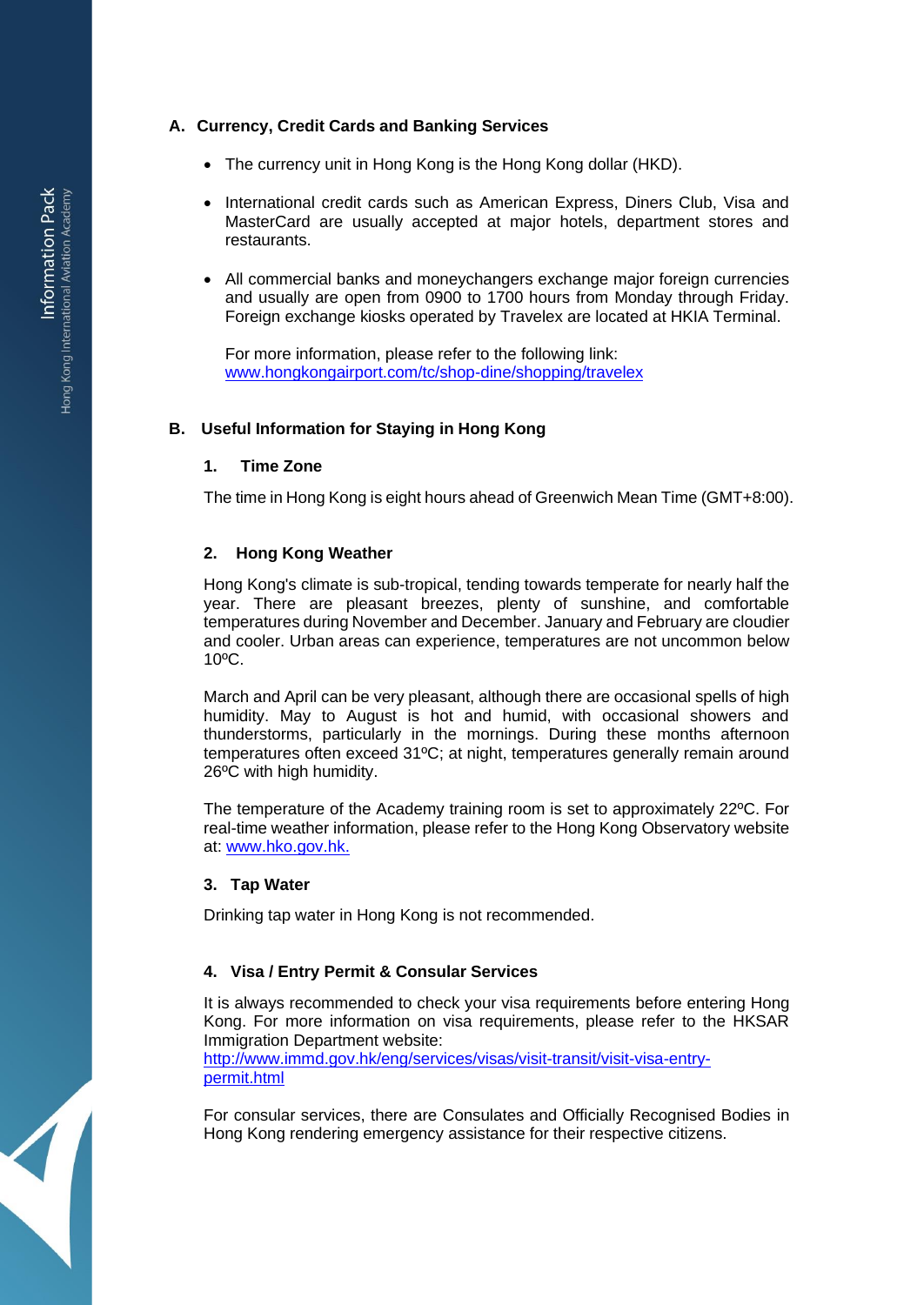## A. Currency, Credit Cards and Banking Services

- The currency unit in Hong Kong is the Hong Kong dollar (HKD).
- International credit cards such as American Express, Diners Club, Visa and MasterCard are usually accepted at major hotels, department stores and restaurants.
- All commercial banks and moneychangers exchange major foreign currencies and usually are open from 0900 to 1700 hours from Monday through Friday. Foreign exchange kiosks operated by Travelex are located at HKIA Terminal.

  For more information, please refer to the following link:
  www.hongkongairport.com/tc/shop-dine/shopping/travelex

## B. Useful Information for Staying in Hong Kong

### 1. Time Zone

The time in Hong Kong is eight hours ahead of Greenwich Mean Time (GMT+8:00).

### 2. Hong Kong Weather

Hong Kong's climate is sub-tropical, tending towards temperate for nearly half the year. There are pleasant breezes, plenty of sunshine, and comfortable temperatures during November and December. January and February are cloudier and cooler. Urban areas can experience, temperatures are not uncommon below 10ºC.

March and April can be very pleasant, although there are occasional spells of high humidity. May to August is hot and humid, with occasional showers and thunderstorms, particularly in the mornings. During these months afternoon temperatures often exceed 31ºC; at night, temperatures generally remain around 26ºC with high humidity.

The temperature of the Academy training room is set to approximately 22ºC. For real-time weather information, please refer to the Hong Kong Observatory website at: www.hko.gov.hk.

### 3. Tap Water

Drinking tap water in Hong Kong is not recommended.

### 4. Visa / Entry Permit & Consular Services

It is always recommended to check your visa requirements before entering Hong Kong. For more information on visa requirements, please refer to the HKSAR Immigration Department website:
http://www.immd.gov.hk/eng/services/visas/visit-transit/visit-visa-entry-permit.html

For consular services, there are Consulates and Officially Recognised Bodies in Hong Kong rendering emergency assistance for their respective citizens.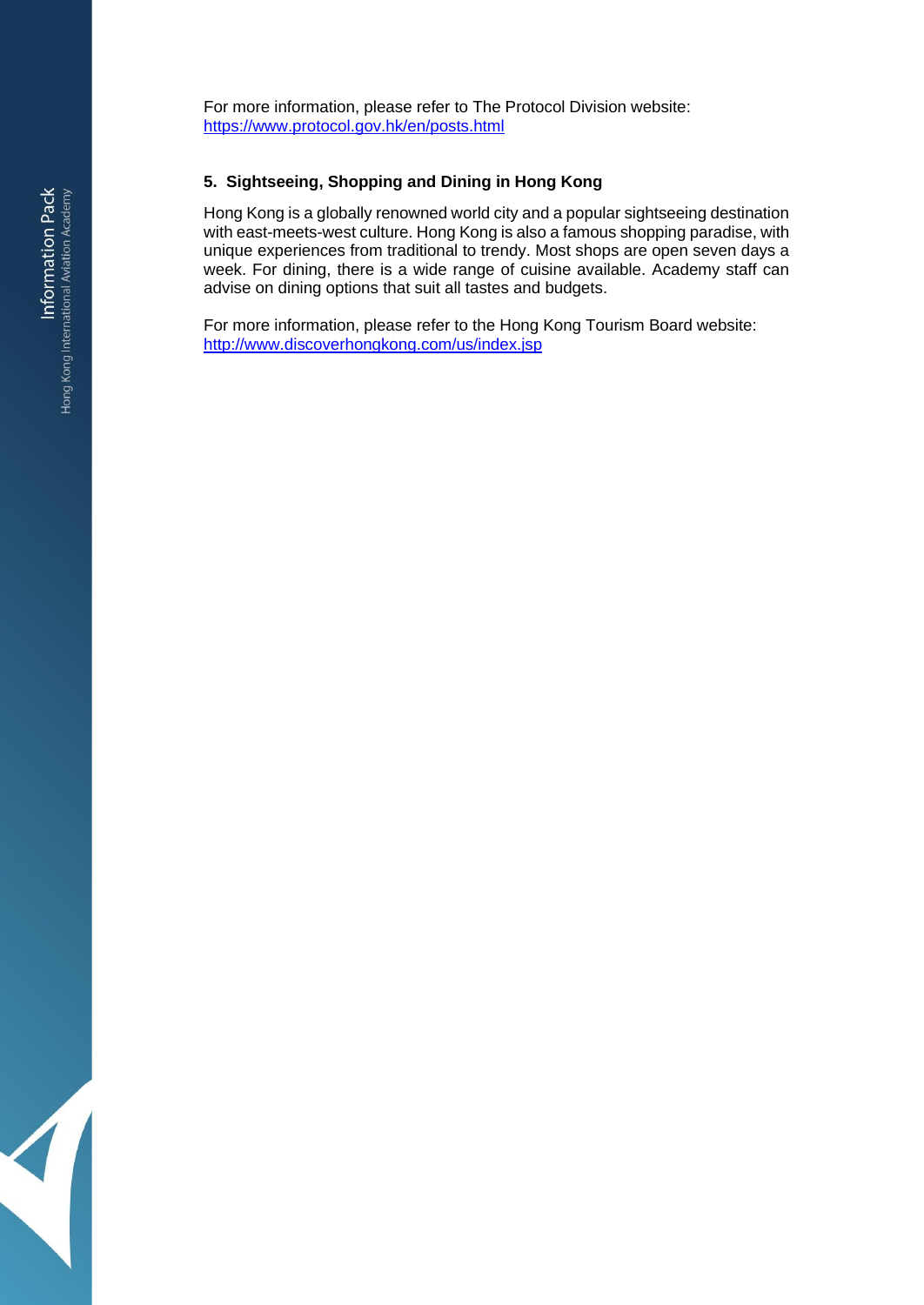For more information, please refer to The Protocol Division website:
https://www.protocol.gov.hk/en/posts.html

## 5. Sightseeing, Shopping and Dining in Hong Kong

Hong Kong is a globally renowned world city and a popular sightseeing destination with east-meets-west culture. Hong Kong is also a famous shopping paradise, with unique experiences from traditional to trendy. Most shops are open seven days a week. For dining, there is a wide range of cuisine available. Academy staff can advise on dining options that suit all tastes and budgets.

For more information, please refer to the Hong Kong Tourism Board website:
http://www.discoverhongkong.com/us/index.jsp